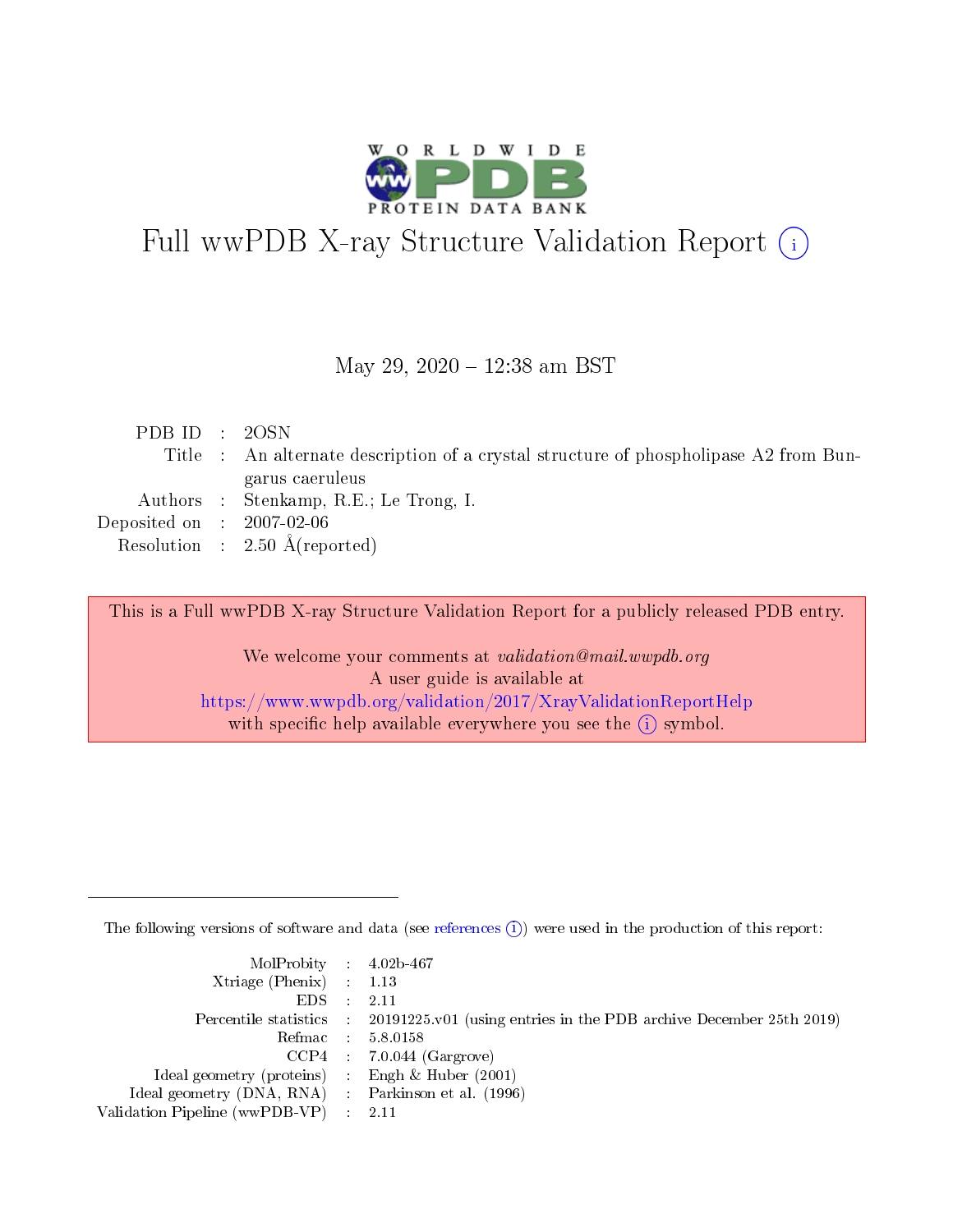# Full wwPDB X-ray Structure Validation Report (i)

May 29, 2020 – 12:38 am BST

| | | |
|---|---|---|
| PDB ID | : | 2OSN |
| Title | : | An alternate description of a crystal structure of phospholipase A2 from Bungarus caeruleus |
| Authors | : | Stenkamp, R.E.; Le Trong, I. |
| Deposited on | : | 2007-02-06 |
| Resolution | : | 2.50 Å(reported) |

This is a Full wwPDB X-ray Structure Validation Report for a publicly released PDB entry.

We welcome your comments at *validation@mail.wwpdb.org*
A user guide is available at
https://www.wwpdb.org/validation/2017/XrayValidationReportHelp
with specific help available everywhere you see the (i) symbol.

---

The following versions of software and data (see references (i)) were used in the production of this report:

| | | |
|---|---|---|
| MolProbity | : | 4.02b-467 |
| Xtriage (Phenix) | : | 1.13 |
| EDS | : | 2.11 |
| Percentile statistics | : | 20191225.v01 (using entries in the PDB archive December 25th 2019) |
| Refmac | : | 5.8.0158 |
| CCP4 | : | 7.0.044 (Gargrove) |
| Ideal geometry (proteins) | : | Engh & Huber (2001) |
| Ideal geometry (DNA, RNA) | : | Parkinson et al. (1996) |
| Validation Pipeline (wwPDB-VP) | : | 2.11 |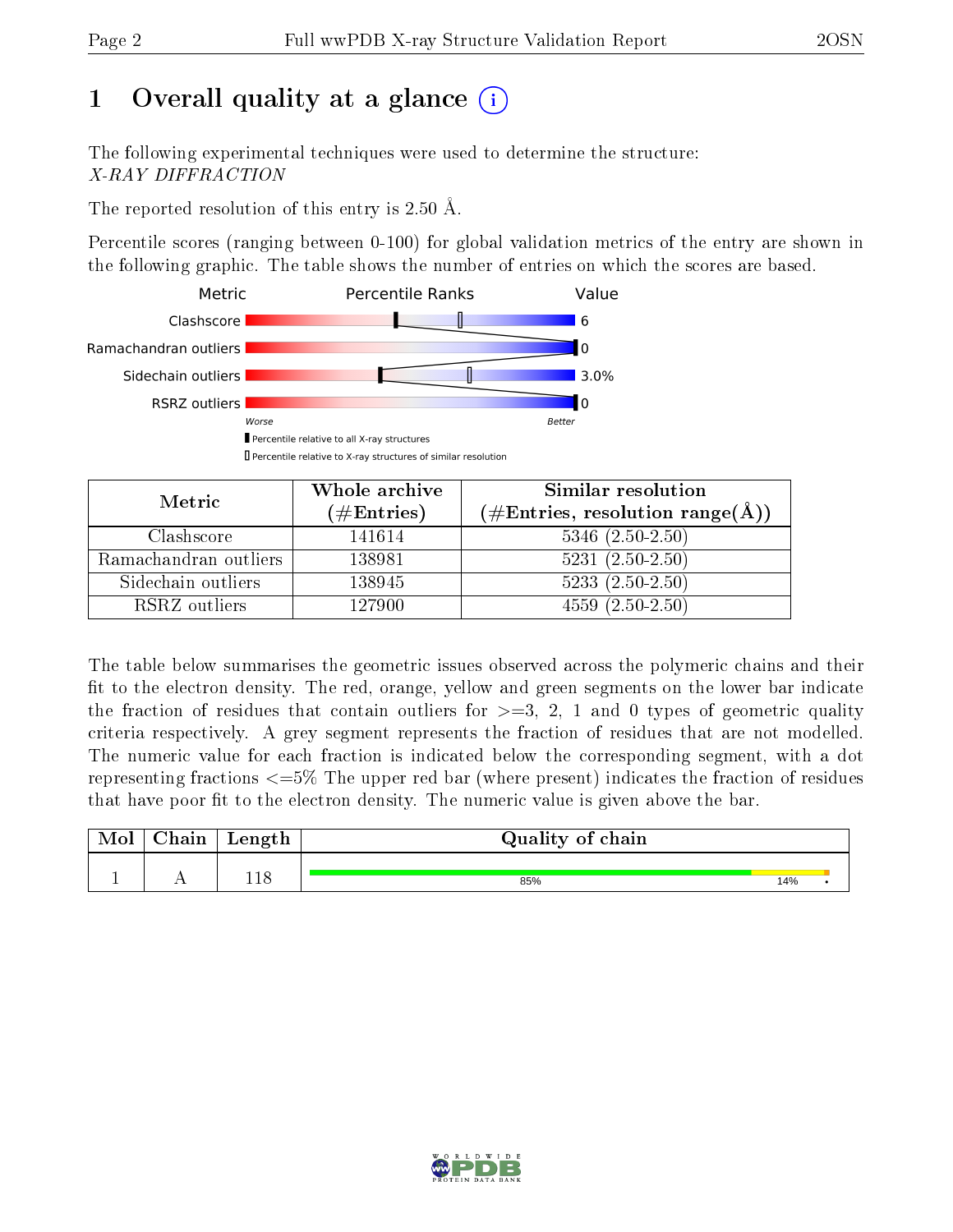# 1 Overall quality at a glance

The following experimental techniques were used to determine the structure: *X-RAY DIFFRACTION*

The reported resolution of this entry is 2.50 Å.

Percentile scores (ranging between 0-100) for global validation metrics of the entry are shown in the following graphic. The table shows the number of entries on which the scores are based.

| Metric | Value |
|---|---|
| Clashscore | 6 |
| Ramachandran outliers | 0 |
| Sidechain outliers | 3.0% |
| RSRZ outliers | 0 |

| Metric | Whole archive (#Entries) | Similar resolution (#Entries, resolution range(Å)) |
|---|---|---|
| Clashscore | 141614 | 5346 (2.50-2.50) |
| Ramachandran outliers | 138981 | 5231 (2.50-2.50) |
| Sidechain outliers | 138945 | 5233 (2.50-2.50) |
| RSRZ outliers | 127900 | 4559 (2.50-2.50) |

The table below summarises the geometric issues observed across the polymeric chains and their fit to the electron density. The red, orange, yellow and green segments on the lower bar indicate the fraction of residues that contain outliers for >=3, 2, 1 and 0 types of geometric quality criteria respectively. A grey segment represents the fraction of residues that are not modelled. The numeric value for each fraction is indicated below the corresponding segment, with a dot representing fractions <=5% The upper red bar (where present) indicates the fraction of residues that have poor fit to the electron density. The numeric value is given above the bar.

| Mol | Chain | Length | Quality of chain |
|---|---|---|---|
| 1 | A | 118 | 85% 14% • |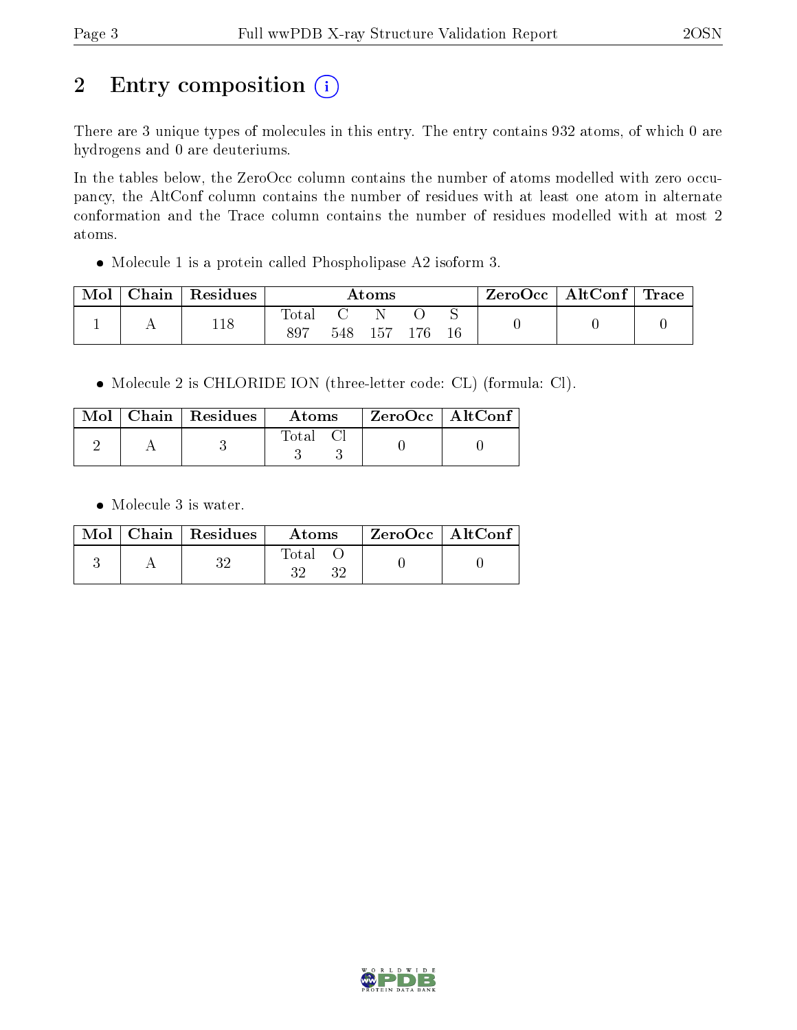# 2 Entry composition

There are 3 unique types of molecules in this entry. The entry contains 932 atoms, of which 0 are hydrogens and 0 are deuteriums.

In the tables below, the ZeroOcc column contains the number of atoms modelled with zero occupancy, the AltConf column contains the number of residues with at least one atom in alternate conformation and the Trace column contains the number of residues modelled with at most 2 atoms.

- Molecule 1 is a protein called Phospholipase A2 isoform 3.

| Mol | Chain | Residues | Atoms | | | | | ZeroOcc | AltConf | Trace |
|---|---|---|---|---|---|---|---|---|---|---|
| 1 | A | 118 | Total<br>897 | C<br>548 | N<br>157 | O<br>176 | S<br>16 | 0 | 0 | 0 |

- Molecule 2 is CHLORIDE ION (three-letter code: CL) (formula: Cl).

| Mol | Chain | Residues | Atoms | | ZeroOcc | AltConf |
|---|---|---|---|---|---|---|
| 2 | A | 3 | Total<br>3 | Cl<br>3 | 0 | 0 |

- Molecule 3 is water.

| Mol | Chain | Residues | Atoms | | ZeroOcc | AltConf |
|---|---|---|---|---|---|---|
| 3 | A | 32 | Total<br>32 | O<br>32 | 0 | 0 |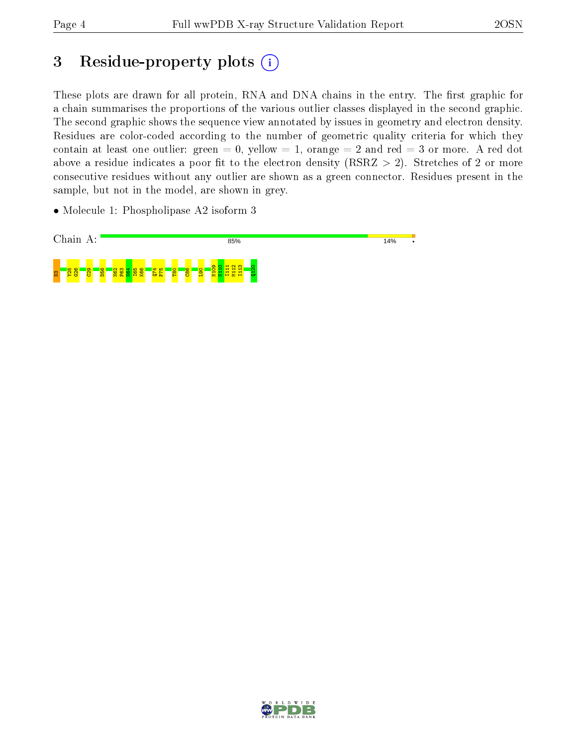# 3 Residue-property plots

These plots are drawn for all protein, RNA and DNA chains in the entry. The first graphic for a chain summarises the proportions of the various outlier classes displayed in the second graphic. The second graphic shows the sequence view annotated by issues in geometry and electron density. Residues are color-coded according to the number of geometric quality criteria for which they contain at least one outlier: green = 0, yellow = 1, orange = 2 and red = 3 or more. A red dot above a residue indicates a poor fit to the electron density (RSRZ > 2). Stretches of 2 or more consecutive residues without any outlier are shown as a green connector. Residues present in the sample, but not in the model, are shown in grey.

- Molecule 1: Phospholipase A2 isoform 3

Chain A: 85% 14% •

N3 Y25 G26 C29 D56 N62 P63 N64 I65 K66 Q74 P75 T80 C86 I90 N109 N110 I111 M112 I113 Q120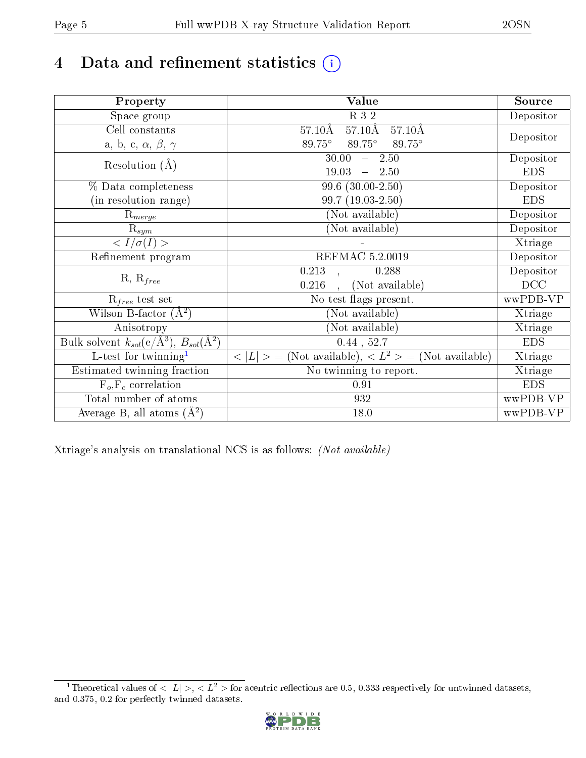# 4 Data and refinement statistics

| Property | Value | Source |
|---|---|---|
| Space group | R 3 2 | Depositor |
| Cell constants<br>a, b, c, $\alpha$, $\beta$, $\gamma$ | 57.10Å 57.10Å 57.10Å<br>89.75° 89.75° 89.75° | Depositor |
| Resolution (Å) | 30.00 – 2.50<br>19.03 – 2.50 | Depositor<br>EDS |
| % Data completeness<br>(in resolution range) | 99.6 (30.00-2.50)<br>99.7 (19.03-2.50) | Depositor<br>EDS |
| $R_{merge}$ | (Not available) | Depositor |
| $R_{sym}$ | (Not available) | Depositor |
| $< I/\sigma(I) >$ | - | Xtriage |
| Refinement program | REFMAC 5.2.0019 | Depositor |
| R, $R_{free}$ | 0.213 , 0.288<br>0.216 , (Not available) | Depositor<br>DCC |
| $R_{free}$ test set | No test flags present. | wwPDB-VP |
| Wilson B-factor (Å$^2$) | (Not available) | Xtriage |
| Anisotropy | (Not available) | Xtriage |
| Bulk solvent $k_{sol}$(e/Å$^3$), $B_{sol}$(Å$^2$) | 0.44 , 52.7 | EDS |
| L-test for twinning[1] | $< \lvert L \rvert >$ = (Not available), $< L^2 >$ = (Not available) | Xtriage |
| Estimated twinning fraction | No twinning to report. | Xtriage |
| $F_o$,$F_c$ correlation | 0.91 | EDS |
| Total number of atoms | 932 | wwPDB-VP |
| Average B, all atoms (Å$^2$) | 18.0 | wwPDB-VP |

Xtriage's analysis on translational NCS is as follows: *(Not available)*

[1] Theoretical values of $< \lvert L \rvert >$, $< L^2 >$ for acentric reflections are 0.5, 0.333 respectively for untwinned datasets, and 0.375, 0.2 for perfectly twinned datasets.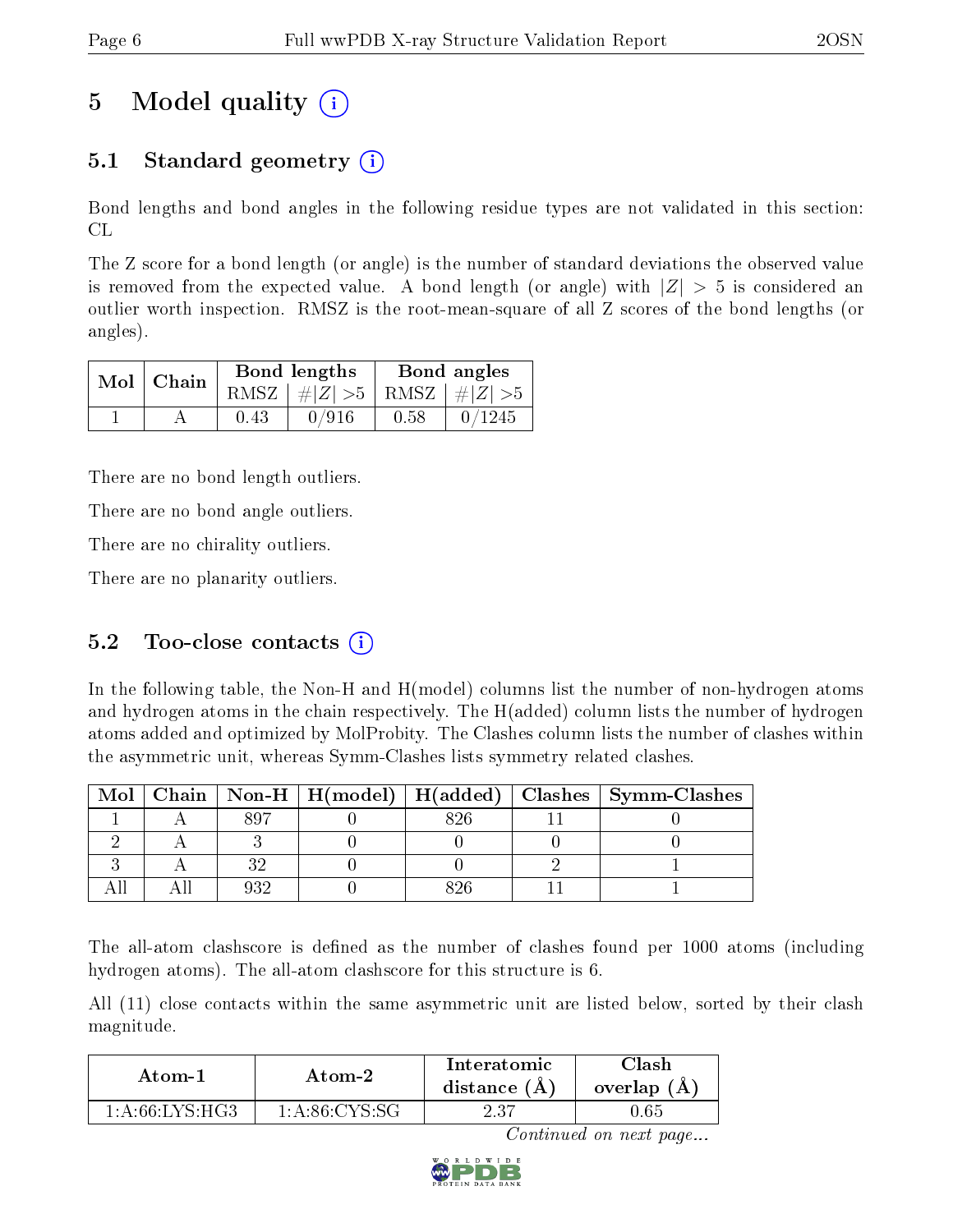# 5 Model quality (i)

## 5.1 Standard geometry (i)

Bond lengths and bond angles in the following residue types are not validated in this section: CL

The Z score for a bond length (or angle) is the number of standard deviations the observed value is removed from the expected value. A bond length (or angle) with $|Z| > 5$ is considered an outlier worth inspection. RMSZ is the root-mean-square of all Z scores of the bond lengths (or angles).

| Mol | Chain | Bond lengths | | Bond angles | |
|---|---|---|---|---|---|
| | | RMSZ | $\#\|Z\| > 5$ | RMSZ | $\#\|Z\| > 5$ |
| 1 | A | 0.43 | 0/916 | 0.58 | 0/1245 |

There are no bond length outliers.

There are no bond angle outliers.

There are no chirality outliers.

There are no planarity outliers.

## 5.2 Too-close contacts (i)

In the following table, the Non-H and H(model) columns list the number of non-hydrogen atoms and hydrogen atoms in the chain respectively. The H(added) column lists the number of hydrogen atoms added and optimized by MolProbity. The Clashes column lists the number of clashes within the asymmetric unit, whereas Symm-Clashes lists symmetry related clashes.

| Mol | Chain | Non-H | H(model) | H(added) | Clashes | Symm-Clashes |
|---|---|---|---|---|---|---|
| 1 | A | 897 | 0 | 826 | 11 | 0 |
| 2 | A | 3 | 0 | 0 | 0 | 0 |
| 3 | A | 32 | 0 | 0 | 2 | 1 |
| All | All | 932 | 0 | 826 | 11 | 1 |

The all-atom clashscore is defined as the number of clashes found per 1000 atoms (including hydrogen atoms). The all-atom clashscore for this structure is 6.

All (11) close contacts within the same asymmetric unit are listed below, sorted by their clash magnitude.

| Atom-1 | Atom-2 | Interatomic distance (Å) | Clash overlap (Å) |
|---|---|---|---|
| 1:A:66:LYS:HG3 | 1:A:86:CYS:SG | 2.37 | 0.65 |

*Continued on next page...*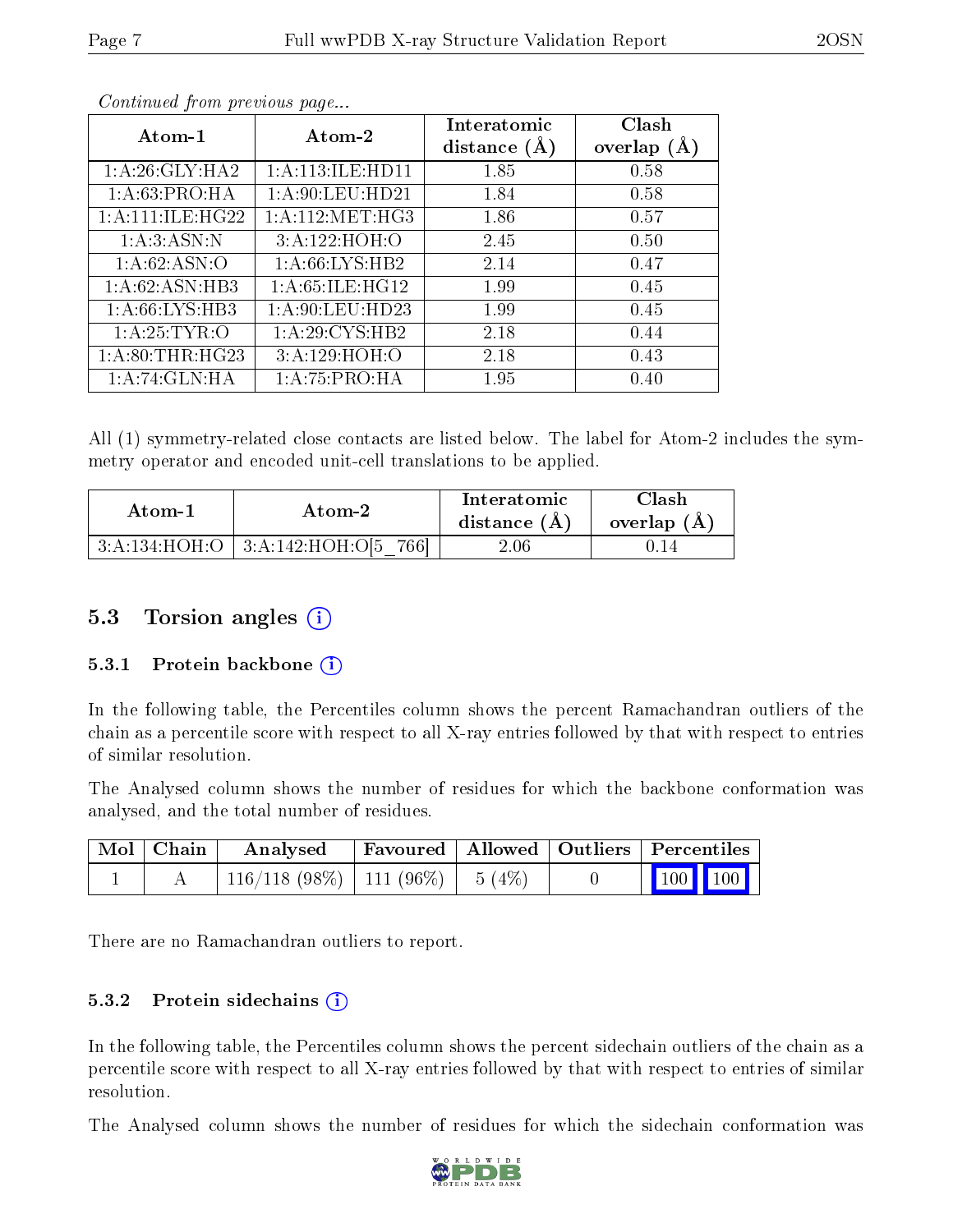*Continued from previous page...*

| Atom-1 | Atom-2 | Interatomic distance (Å) | Clash overlap (Å) |
|---|---|---|---|
| 1:A:26:GLY:HA2 | 1:A:113:ILE:HD11 | 1.85 | 0.58 |
| 1:A:63:PRO:HA | 1:A:90:LEU:HD21 | 1.84 | 0.58 |
| 1:A:111:ILE:HG22 | 1:A:112:MET:HG3 | 1.86 | 0.57 |
| 1:A:3:ASN:N | 3:A:122:HOH:O | 2.45 | 0.50 |
| 1:A:62:ASN:O | 1:A:66:LYS:HB2 | 2.14 | 0.47 |
| 1:A:62:ASN:HB3 | 1:A:65:ILE:HG12 | 1.99 | 0.45 |
| 1:A:66:LYS:HB3 | 1:A:90:LEU:HD23 | 1.99 | 0.45 |
| 1:A:25:TYR:O | 1:A:29:CYS:HB2 | 2.18 | 0.44 |
| 1:A:80:THR:HG23 | 3:A:129:HOH:O | 2.18 | 0.43 |
| 1:A:74:GLN:HA | 1:A:75:PRO:HA | 1.95 | 0.40 |

All (1) symmetry-related close contacts are listed below. The label for Atom-2 includes the symmetry operator and encoded unit-cell translations to be applied.

| Atom-1 | Atom-2 | Interatomic distance (Å) | Clash overlap (Å) |
|---|---|---|---|
| 3:A:134:HOH:O | 3:A:142:HOH:O[5_766] | 2.06 | 0.14 |

## 5.3 Torsion angles

### 5.3.1 Protein backbone

In the following table, the Percentiles column shows the percent Ramachandran outliers of the chain as a percentile score with respect to all X-ray entries followed by that with respect to entries of similar resolution.

The Analysed column shows the number of residues for which the backbone conformation was analysed, and the total number of residues.

| Mol | Chain | Analysed | Favoured | Allowed | Outliers | Percentiles | |
|---|---|---|---|---|---|---|---|
| 1 | A | 116/118 (98%) | 111 (96%) | 5 (4%) | 0 | 100 | 100 |

There are no Ramachandran outliers to report.

### 5.3.2 Protein sidechains

In the following table, the Percentiles column shows the percent sidechain outliers of the chain as a percentile score with respect to all X-ray entries followed by that with respect to entries of similar resolution.

The Analysed column shows the number of residues for which the sidechain conformation was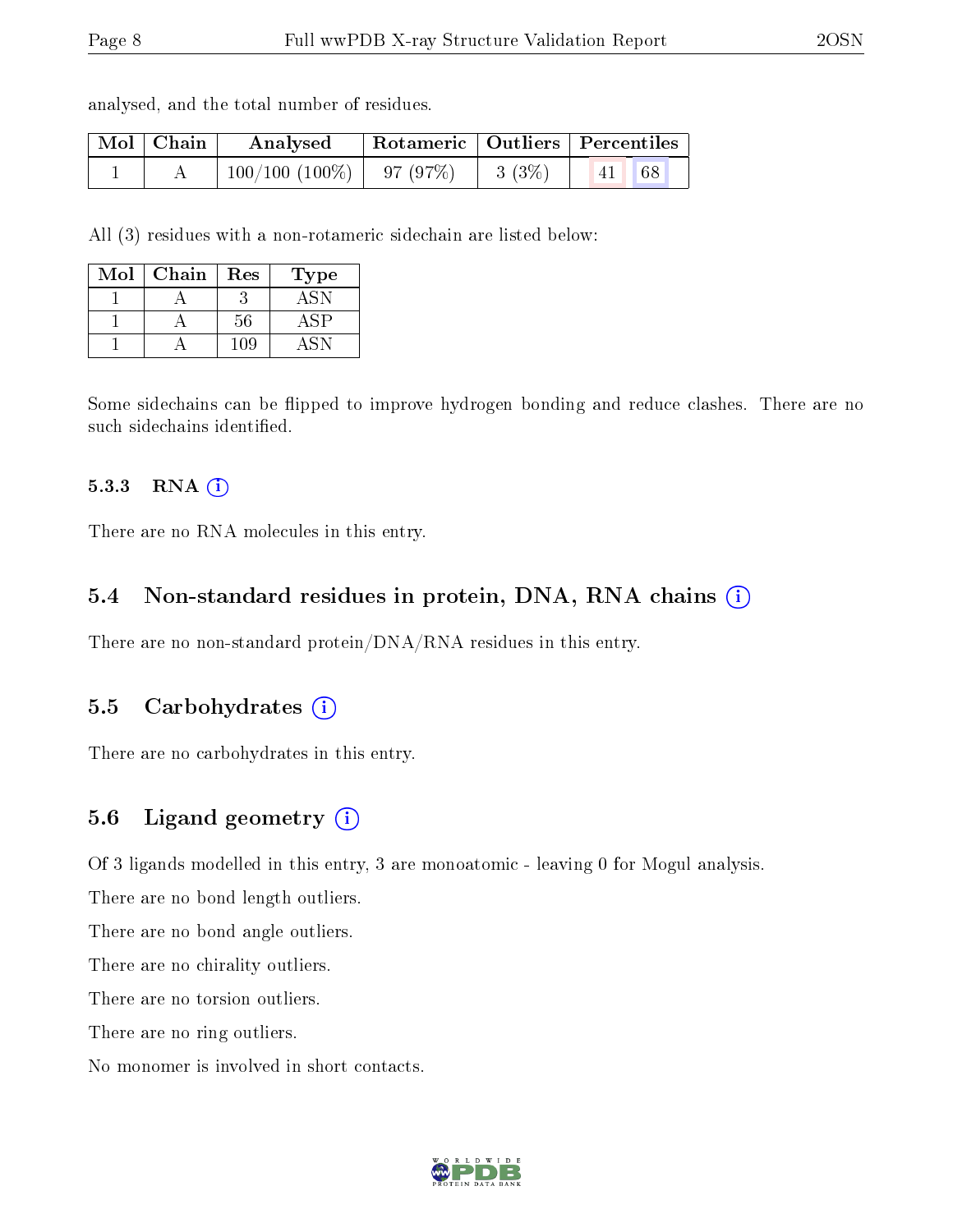analysed, and the total number of residues.

| Mol | Chain | Analysed | Rotameric | Outliers | Percentiles | |
|---|---|---|---|---|---|---|
| 1 | A | 100/100 (100%) | 97 (97%) | 3 (3%) | 41 | 68 |

All (3) residues with a non-rotameric sidechain are listed below:

| Mol | Chain | Res | Type |
|---|---|---|---|
| 1 | A | 3 | ASN |
| 1 | A | 56 | ASP |
| 1 | A | 109 | ASN |

Some sidechains can be flipped to improve hydrogen bonding and reduce clashes. There are no such sidechains identified.

#### 5.3.3 RNA

There are no RNA molecules in this entry.

### 5.4 Non-standard residues in protein, DNA, RNA chains

There are no non-standard protein/DNA/RNA residues in this entry.

### 5.5 Carbohydrates

There are no carbohydrates in this entry.

### 5.6 Ligand geometry

Of 3 ligands modelled in this entry, 3 are monoatomic - leaving 0 for Mogul analysis.

There are no bond length outliers.

There are no bond angle outliers.

There are no chirality outliers.

There are no torsion outliers.

There are no ring outliers.

No monomer is involved in short contacts.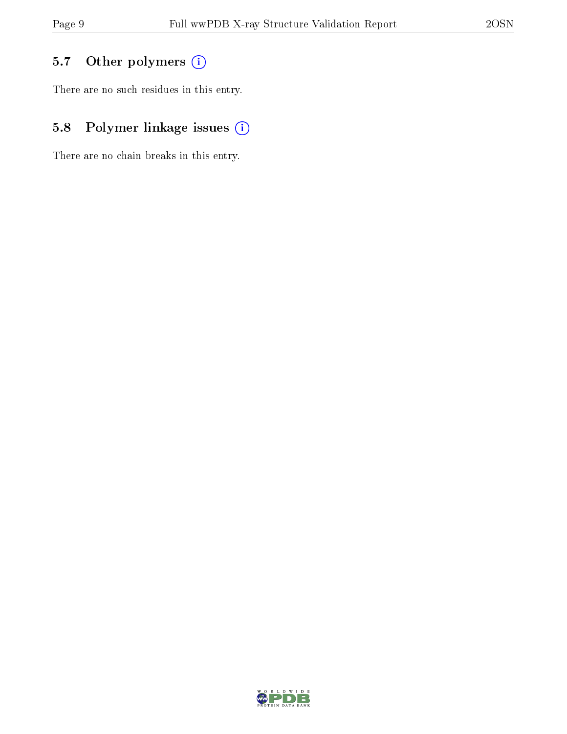## 5.7 Other polymers

There are no such residues in this entry.

## 5.8 Polymer linkage issues

There are no chain breaks in this entry.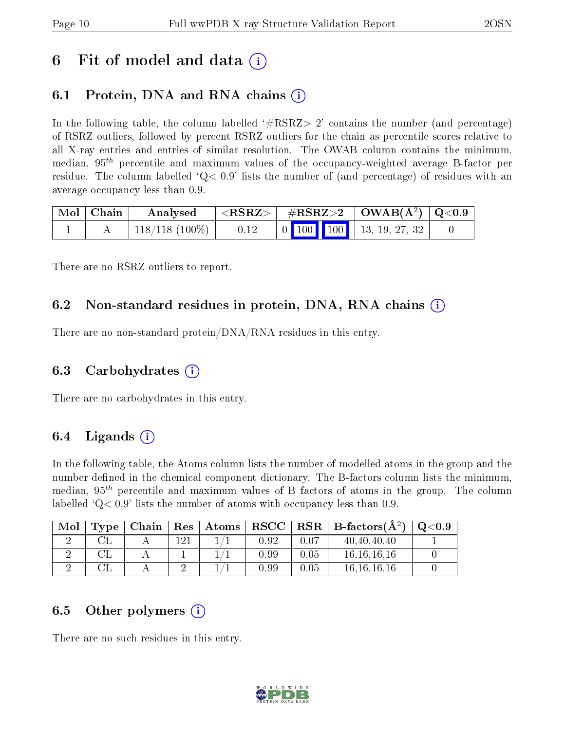# 6 Fit of model and data (i)

## 6.1 Protein, DNA and RNA chains (i)

In the following table, the column labelled '#RSRZ> 2' contains the number (and percentage) of RSRZ outliers, followed by percent RSRZ outliers for the chain as percentile scores relative to all X-ray entries and entries of similar resolution. The OWAB column contains the minimum, median, $95^{th}$ percentile and maximum values of the occupancy-weighted average B-factor per residue. The column labelled 'Q< 0.9' lists the number of (and percentage) of residues with an average occupancy less than 0.9.

| Mol | Chain | Analysed | <RSRZ> | #RSRZ>2 | | | OWAB(Å$^2$) | Q<0.9 |
|---|---|---|---|---|---|---|---|---|
| 1 | A | 118/118 (100%) | -0.12 | 0 | 100 | 100 | 13, 19, 27, 32 | 0 |

There are no RSRZ outliers to report.

## 6.2 Non-standard residues in protein, DNA, RNA chains (i)

There are no non-standard protein/DNA/RNA residues in this entry.

## 6.3 Carbohydrates (i)

There are no carbohydrates in this entry.

## 6.4 Ligands (i)

In the following table, the Atoms column lists the number of modelled atoms in the group and the number defined in the chemical component dictionary. The B-factors column lists the minimum, median, $95^{th}$ percentile and maximum values of B factors of atoms in the group. The column labelled 'Q< 0.9' lists the number of atoms with occupancy less than 0.9.

| Mol | Type | Chain | Res | Atoms | RSCC | RSR | B-factors(Å$^2$) | Q<0.9 |
|---|---|---|---|---|---|---|---|---|
| 2 | CL | A | 121 | 1/1 | 0.92 | 0.07 | 40,40,40,40 | 1 |
| 2 | CL | A | 1 | 1/1 | 0.99 | 0.05 | 16,16,16,16 | 0 |
| 2 | CL | A | 2 | 1/1 | 0.99 | 0.05 | 16,16,16,16 | 0 |

## 6.5 Other polymers (i)

There are no such residues in this entry.